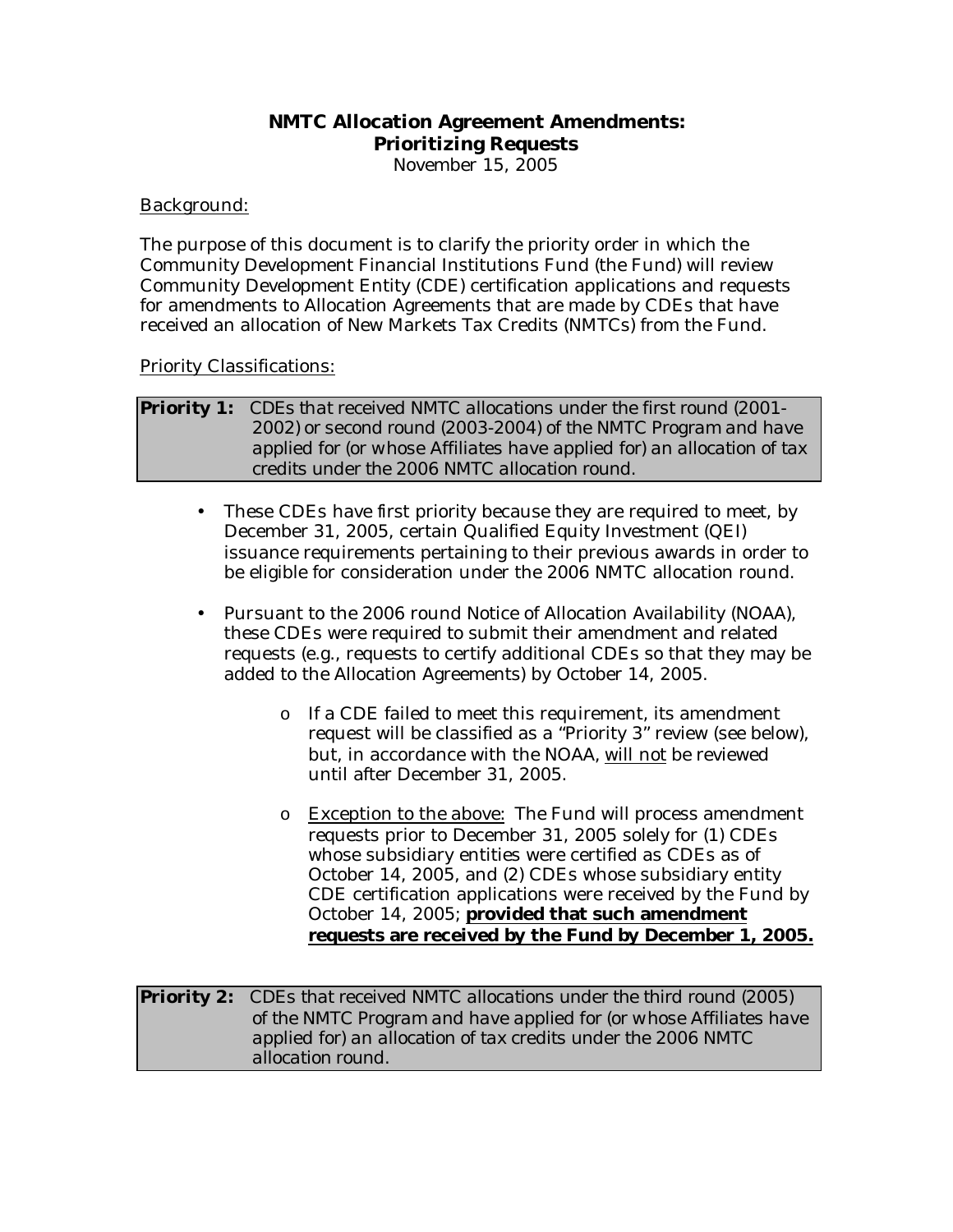# NMTC Allocation Agreement Amendments: Prioritizing Requests

November 15, 2005

Background:

The purpose of this document is to clarify the priority order in which the Community Development Financial Institutions Fund (the Fund) will review Community Development Entity (CDE) certification applications and requests for amendments to Allocation Agreements that are made by CDEs that have received an allocation of New Markets Tax Credits (NMTCs) from the Fund.

Priority Classifications:

**Priority 1:** *CDEs that received NMTC allocations under the first round (2001-2002) or second round (2003-2004) of the NMTC Program and have applied for (or whose Affiliates have applied for) an allocation of tax credits under the 2006 NMTC allocation round.*

- These CDEs have first priority because they are required to meet, by December 31, 2005, certain Qualified Equity Investment (QEI) issuance requirements pertaining to their previous awards in order to be eligible for consideration under the 2006 NMTC allocation round.
- Pursuant to the 2006 round Notice of Allocation Availability (NOAA), these CDEs were required to submit their amendment and related requests (e.g., requests to certify additional CDEs so that they may be added to the Allocation Agreements) by October 14, 2005.
  - If a CDE failed to meet this requirement, its amendment request will be classified as a "Priority 3" review (see below), but, in accordance with the NOAA, will not be reviewed until after December 31, 2005.
  - Exception to the above: The Fund will process amendment requests prior to December 31, 2005 solely for (1) CDEs whose subsidiary entities were certified as CDEs as of October 14, 2005, and (2) CDEs whose subsidiary entity CDE certification applications were received by the Fund by October 14, 2005; **provided that such amendment requests are received by the Fund by December 1, 2005.**

**Priority 2:** *CDEs that received NMTC allocations under the third round (2005) of the NMTC Program and have applied for (or whose Affiliates have applied for) an allocation of tax credits under the 2006 NMTC allocation round.*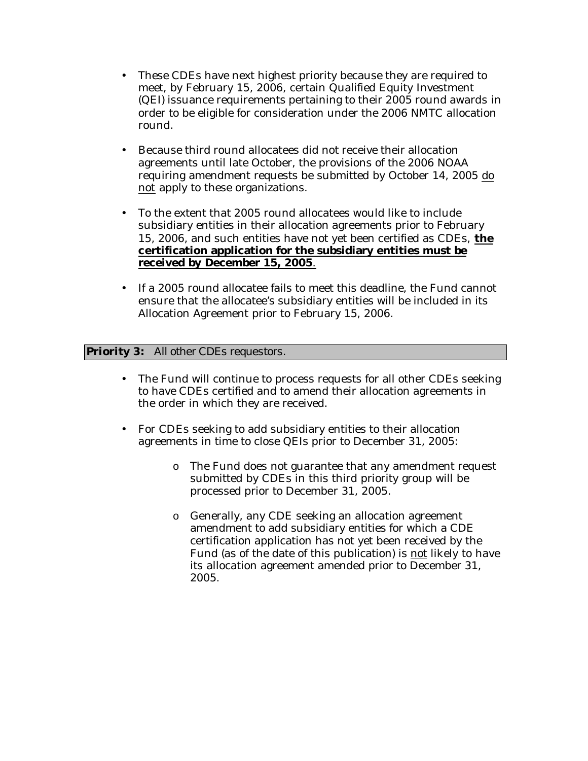- These CDEs have next highest priority because they are required to meet, by February 15, 2006, certain Qualified Equity Investment (QEI) issuance requirements pertaining to their 2005 round awards in order to be eligible for consideration under the 2006 NMTC allocation round.

- Because third round allocatees did not receive their allocation agreements until late October, the provisions of the 2006 NOAA requiring amendment requests be submitted by October 14, 2005 <u>do not</u> apply to these organizations.

- To the extent that 2005 round allocatees would like to include subsidiary entities in their allocation agreements prior to February 15, 2006, and such entities have not yet been certified as CDEs, <u>**the certification application for the subsidiary entities must be received by December 15, 2005**</u>.

- If a 2005 round allocatee fails to meet this deadline, the Fund cannot ensure that the allocatee's subsidiary entities will be included in its Allocation Agreement prior to February 15, 2006.

**Priority 3:** All other CDEs requestors.

- The Fund will continue to process requests for all other CDEs seeking to have CDEs certified and to amend their allocation agreements in the order in which they are received.

- For CDEs seeking to add subsidiary entities to their allocation agreements in time to close QEIs prior to December 31, 2005:
  - The Fund does not guarantee that any amendment request submitted by CDEs in this third priority group will be processed prior to December 31, 2005.
  - Generally, any CDE seeking an allocation agreement amendment to add subsidiary entities for which a CDE certification application has not yet been received by the Fund (as of the date of this publication) is <u>not</u> likely to have its allocation agreement amended prior to December 31, 2005.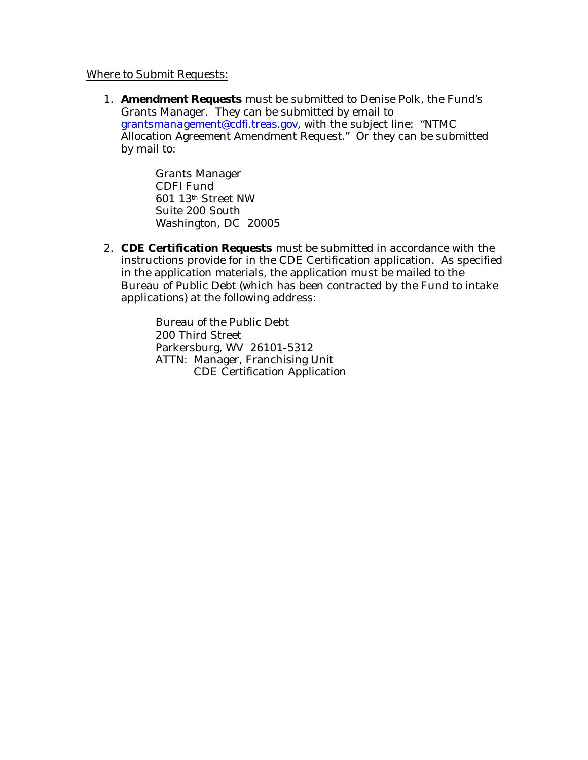Where to Submit Requests:

1. **Amendment Requests** must be submitted to Denise Polk, the Fund's Grants Manager. They can be submitted by email to grantsmanagement@cdfi.treas.gov, with the subject line: "NTMC Allocation Agreement Amendment Request." Or they can be submitted by mail to:

   Grants Manager
   CDFI Fund
   601 13th Street NW
   Suite 200 South
   Washington, DC 20005

2. **CDE Certification Requests** must be submitted in accordance with the instructions provide for in the CDE Certification application. As specified in the application materials, the application must be mailed to the Bureau of Public Debt (which has been contracted by the Fund to intake applications) at the following address:

   Bureau of the Public Debt
   200 Third Street
   Parkersburg, WV 26101-5312
   ATTN: Manager, Franchising Unit
   CDE Certification Application